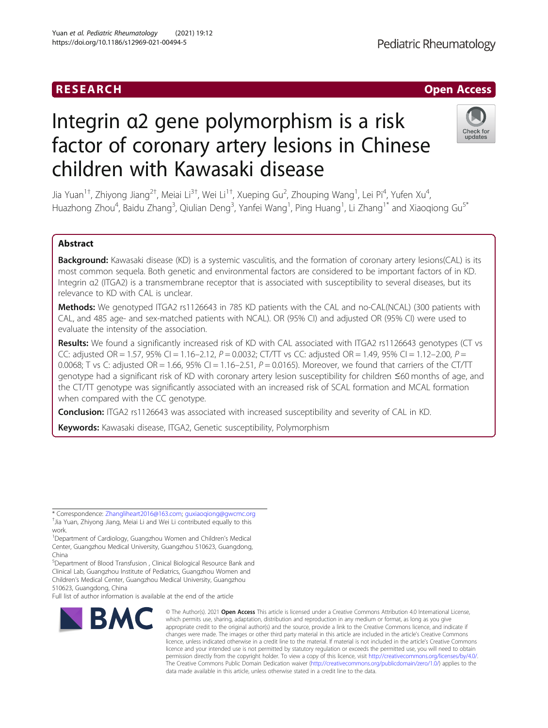RESEARCH Open Access

# Integrin α2 gene polymorphism is a risk factor of coronary artery lesions in Chinese children with Kawasaki disease

Jia Yuan[1†], Zhiyong Jiang[2†], Meiai Li[3†], Wei Li[1†], Xueping Gu[2], Zhouping Wang[1], Lei Pi[4], Yufen Xu[4], Huazhong Zhou[4], Baidu Zhang[3], Qiulian Deng[3], Yanfei Wang[1], Ping Huang[1], Li Zhang[1*] and Xiaoqiong Gu[5*]

## Abstract

**Background:** Kawasaki disease (KD) is a systemic vasculitis, and the formation of coronary artery lesions(CAL) is its most common sequela. Both genetic and environmental factors are considered to be important factors of in KD. Integrin α2 (ITGA2) is a transmembrane receptor that is associated with susceptibility to several diseases, but its relevance to KD with CAL is unclear.

**Methods:** We genotyped ITGA2 rs1126643 in 785 KD patients with the CAL and no-CAL(NCAL) (300 patients with CAL, and 485 age- and sex-matched patients with NCAL). OR (95% CI) and adjusted OR (95% CI) were used to evaluate the intensity of the association.

**Results:** We found a significantly increased risk of KD with CAL associated with ITGA2 rs1126643 genotypes (CT vs CC: adjusted OR = 1.57, 95% CI = 1.16–2.12, $P = 0.0032$; CT/TT vs CC: adjusted OR = 1.49, 95% CI = 1.12–2.00, $P = 0.0068$; T vs C: adjusted OR = 1.66, 95% CI = 1.16–2.51, $P = 0.0165$). Moreover, we found that carriers of the CT/TT genotype had a significant risk of KD with coronary artery lesion susceptibility for children ≤60 months of age, and the CT/TT genotype was significantly associated with an increased risk of SCAL formation and MCAL formation when compared with the CC genotype.

**Conclusion:** ITGA2 rs1126643 was associated with increased susceptibility and severity of CAL in KD.

**Keywords:** Kawasaki disease, ITGA2, Genetic susceptibility, Polymorphism

---

* Correspondence: Zhanglіheart2016@163.com; guxiaoqiong@gwcmc.org
†Jia Yuan, Zhiyong Jiang, Meiai Li and Wei Li contributed equally to this work.
[1]Department of Cardiology, Guangzhou Women and Children's Medical Center, Guangzhou Medical University, Guangzhou 510623, Guangdong, China
[5]Department of Blood Transfusion , Clinical Biological Resource Bank and Clinical Lab, Guangzhou Institute of Pediatrics, Guangzhou Women and Children's Medical Center, Guangzhou Medical University, Guangzhou 510623, Guangdong, China
Full list of author information is available at the end of the article

© The Author(s). 2021 **Open Access** This article is licensed under a Creative Commons Attribution 4.0 International License, which permits use, sharing, adaptation, distribution and reproduction in any medium or format, as long as you give appropriate credit to the original author(s) and the source, provide a link to the Creative Commons licence, and indicate if changes were made. The images or other third party material in this article are included in the article's Creative Commons licence, unless indicated otherwise in a credit line to the material. If material is not included in the article's Creative Commons licence and your intended use is not permitted by statutory regulation or exceeds the permitted use, you will need to obtain permission directly from the copyright holder. To view a copy of this licence, visit http://creativecommons.org/licenses/by/4.0/. The Creative Commons Public Domain Dedication waiver (http://creativecommons.org/publicdomain/zero/1.0/) applies to the data made available in this article, unless otherwise stated in a credit line to the data.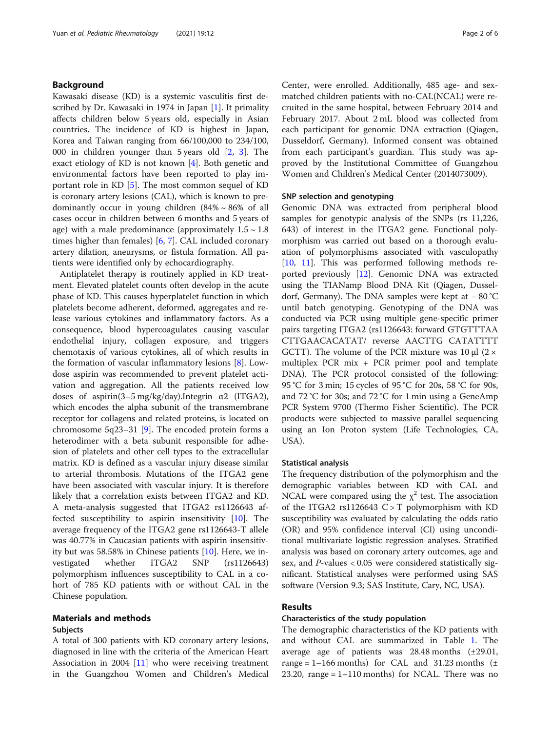## Background

Kawasaki disease (KD) is a systemic vasculitis first described by Dr. Kawasaki in 1974 in Japan [1]. It primality affects children below 5 years old, especially in Asian countries. The incidence of KD is highest in Japan, Korea and Taiwan ranging from 66/100,000 to 234/100, 000 in children younger than 5 years old [2, 3]. The exact etiology of KD is not known [4]. Both genetic and environmental factors have been reported to play important role in KD [5]. The most common sequel of KD is coronary artery lesions (CAL), which is known to predominantly occur in young children (84% ~ 86% of all cases occur in children between 6 months and 5 years of age) with a male predominance (approximately 1.5 ~ 1.8 times higher than females) [6, 7]. CAL included coronary artery dilation, aneurysms, or fistula formation. All patients were identified only by echocardiography.

Antiplatelet therapy is routinely applied in KD treatment. Elevated platelet counts often develop in the acute phase of KD. This causes hyperplatelet function in which platelets become adherent, deformed, aggregates and release various cytokines and inflammatory factors. As a consequence, blood hypercoagulates causing vascular endothelial injury, collagen exposure, and triggers chemotaxis of various cytokines, all of which results in the formation of vascular inflammatory lesions [8]. Low-dose aspirin was recommended to prevent platelet activation and aggregation. All the patients received low doses of aspirin(3–5 mg/kg/day).Integrin α2 (ITGA2), which encodes the alpha subunit of the transmembrane receptor for collagens and related proteins, is located on chromosome 5q23–31 [9]. The encoded protein forms a heterodimer with a beta subunit responsible for adhesion of platelets and other cell types to the extracellular matrix. KD is defined as a vascular injury disease similar to arterial thrombosis. Mutations of the ITGA2 gene have been associated with vascular injury. It is therefore likely that a correlation exists between ITGA2 and KD. A meta-analysis suggested that ITGA2 rs1126643 affected susceptibility to aspirin insensitivity [10]. The average frequency of the ITGA2 gene rs1126643-T allele was 40.77% in Caucasian patients with aspirin insensitivity but was 58.58% in Chinese patients [10]. Here, we investigated whether ITGA2 SNP (rs1126643) polymorphism influences susceptibility to CAL in a cohort of 785 KD patients with or without CAL in the Chinese population.

## Materials and methods

### Subjects

A total of 300 patients with KD coronary artery lesions, diagnosed in line with the criteria of the American Heart Association in 2004 [11] who were receiving treatment in the Guangzhou Women and Children's Medical Center, were enrolled. Additionally, 485 age- and sex-matched children patients with no-CAL(NCAL) were recruited in the same hospital, between February 2014 and February 2017. About 2 mL blood was collected from each participant for genomic DNA extraction (Qiagen, Dusseldorf, Germany). Informed consent was obtained from each participant's guardian. This study was approved by the Institutional Committee of Guangzhou Women and Children's Medical Center (2014073009).

### SNP selection and genotyping

Genomic DNA was extracted from peripheral blood samples for genotypic analysis of the SNPs (rs 11,226, 643) of interest in the ITGA2 gene. Functional polymorphism was carried out based on a thorough evaluation of polymorphisms associated with vasculopathy [10, 11]. This was performed following methods reported previously [12]. Genomic DNA was extracted using the TIANamp Blood DNA Kit (Qiagen, Dusseldorf, Germany). The DNA samples were kept at − 80 °C until batch genotyping. Genotyping of the DNA was conducted via PCR using multiple gene-specific primer pairs targeting ITGA2 (rs1126643: forward GTGTTTAA CTTGAACACATAT/ reverse AACTTG CATATTTT GCTT). The volume of the PCR mixture was 10 μl (2 × multiplex PCR mix + PCR primer pool and template DNA). The PCR protocol consisted of the following: 95 °C for 3 min; 15 cycles of 95 °C for 20s, 58 °C for 90s, and 72 °C for 30s; and 72 °C for 1 min using a GeneAmp PCR System 9700 (Thermo Fisher Scientific). The PCR products were subjected to massive parallel sequencing using an Ion Proton system (Life Technologies, CA, USA).

### Statistical analysis

The frequency distribution of the polymorphism and the demographic variables between KD with CAL and NCAL were compared using the $\chi^2$ test. The association of the ITGA2 rs1126643 C > T polymorphism with KD susceptibility was evaluated by calculating the odds ratio (OR) and 95% confidence interval (CI) using unconditional multivariate logistic regression analyses. Stratified analysis was based on coronary artery outcomes, age and sex, and *P*-values < 0.05 were considered statistically significant. Statistical analyses were performed using SAS software (Version 9.3; SAS Institute, Cary, NC, USA).

## Results

### Characteristics of the study population

The demographic characteristics of the KD patients with and without CAL are summarized in Table 1. The average age of patients was 28.48 months (±29.01, range = 1–166 months) for CAL and 31.23 months (± 23.20, range = 1–110 months) for NCAL. There was no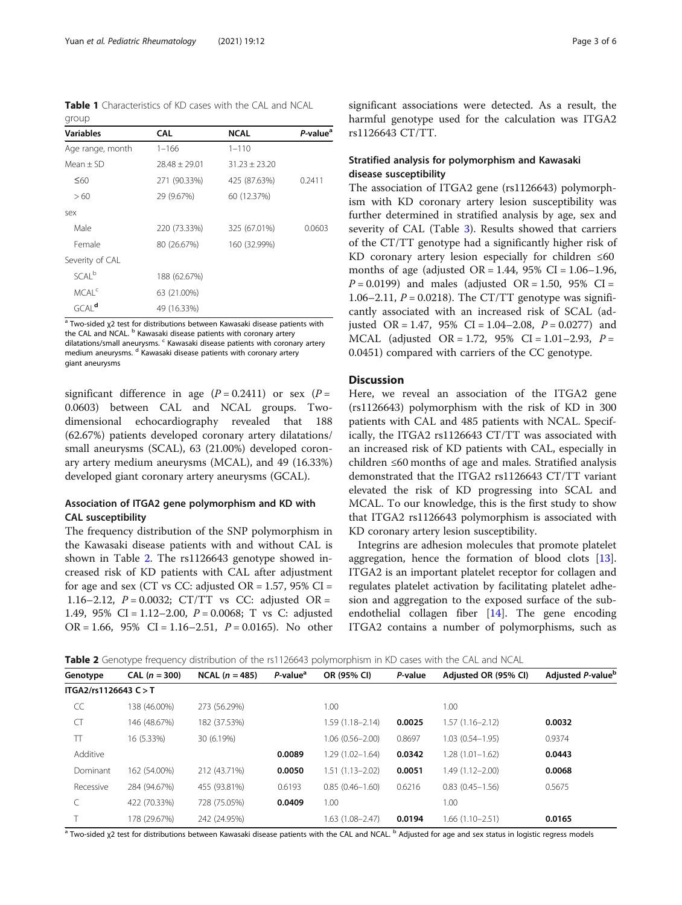**Table 1** Characteristics of KD cases with the CAL and NCAL group

| Variables | CAL | NCAL | P-value[a] |
|---|---|---|---|
| Age range, month | 1–166 | 1–110 | |
| Mean ± SD | 28.48 ± 29.01 | 31.23 ± 23.20 | |
| ≤60 | 271 (90.33%) | 425 (87.63%) | 0.2411 |
| > 60 | 29 (9.67%) | 60 (12.37%) | |
| sex | | | |
| Male | 220 (73.33%) | 325 (67.01%) | 0.0603 |
| Female | 80 (26.67%) | 160 (32.99%) | |
| Severity of CAL | | | |
| SCAL[b] | 188 (62.67%) | | |
| MCAL[c] | 63 (21.00%) | | |
| GCAL[d] | 49 (16.33%) | | |

[a] Two-sided χ2 test for distributions between Kawasaki disease patients with the CAL and NCAL. [b] Kawasaki disease patients with coronary artery dilatations/small aneurysms. [c] Kawasaki disease patients with coronary artery medium aneurysms. [d] Kawasaki disease patients with coronary artery giant aneurysms

significant difference in age ($P = 0.2411$) or sex ($P = 0.0603$) between CAL and NCAL groups. Two-dimensional echocardiography revealed that 188 (62.67%) patients developed coronary artery dilatations/small aneurysms (SCAL), 63 (21.00%) developed coronary artery medium aneurysms (MCAL), and 49 (16.33%) developed giant coronary artery aneurysms (GCAL).

### Association of ITGA2 gene polymorphism and KD with CAL susceptibility

The frequency distribution of the SNP polymorphism in the Kawasaki disease patients with and without CAL is shown in Table 2. The rs1126643 genotype showed increased risk of KD patients with CAL after adjustment for age and sex (CT vs CC: adjusted OR = 1.57, 95% CI = 1.16–2.12, $P = 0.0032$; CT/TT vs CC: adjusted OR = 1.49, 95% CI = 1.12–2.00, $P = 0.0068$; T vs C: adjusted OR = 1.66, 95% CI = 1.16–2.51, $P = 0.0165$). No other significant associations were detected. As a result, the harmful genotype used for the calculation was ITGA2 rs1126643 CT/TT.

### Stratified analysis for polymorphism and Kawasaki disease susceptibility

The association of ITGA2 gene (rs1126643) polymorphism with KD coronary artery lesion susceptibility was further determined in stratified analysis by age, sex and severity of CAL (Table 3). Results showed that carriers of the CT/TT genotype had a significantly higher risk of KD coronary artery lesion especially for children ≤60 months of age (adjusted OR = 1.44, 95% CI = 1.06–1.96, $P = 0.0199$) and males (adjusted OR = 1.50, 95% CI = 1.06–2.11, $P = 0.0218$). The CT/TT genotype was significantly associated with an increased risk of SCAL (adjusted OR = 1.47, 95% CI = 1.04–2.08, $P = 0.0277$) and MCAL (adjusted OR = 1.72, 95% CI = 1.01–2.93, $P = 0.0451$) compared with carriers of the CC genotype.

## Discussion

Here, we reveal an association of the ITGA2 gene (rs1126643) polymorphism with the risk of KD in 300 patients with CAL and 485 patients with NCAL. Specifically, the ITGA2 rs1126643 CT/TT was associated with an increased risk of KD patients with CAL, especially in children ≤60 months of age and males. Stratified analysis demonstrated that the ITGA2 rs1126643 CT/TT variant elevated the risk of KD progressing into SCAL and MCAL. To our knowledge, this is the first study to show that ITGA2 rs1126643 polymorphism is associated with KD coronary artery lesion susceptibility.

Integrins are adhesion molecules that promote platelet aggregation, hence the formation of blood clots [13]. ITGA2 is an important platelet receptor for collagen and regulates platelet activation by facilitating platelet adhesion and aggregation to the exposed surface of the subendothelial collagen fiber [14]. The gene encoding ITGA2 contains a number of polymorphisms, such as

**Table 2** Genotype frequency distribution of the rs1126643 polymorphism in KD cases with the CAL and NCAL

| Genotype | CAL (n = 300) | NCAL (n = 485) | P-value[a] | OR (95% CI) | P-value | Adjusted OR (95% CI) | Adjusted P-value[b] |
|---|---|---|---|---|---|---|---|
| **ITGA2/rs1126643 C > T** | | | | | | | |
| CC | 138 (46.00%) | 273 (56.29%) | | 1.00 | | 1.00 | |
| CT | 146 (48.67%) | 182 (37.53%) | | 1.59 (1.18–2.14) | **0.0025** | 1.57 (1.16–2.12) | **0.0032** |
| TT | 16 (5.33%) | 30 (6.19%) | | 1.06 (0.56–2.00) | 0.8697 | 1.03 (0.54–1.95) | 0.9374 |
| Additive | | | **0.0089** | 1.29 (1.02–1.64) | **0.0342** | 1.28 (1.01–1.62) | **0.0443** |
| Dominant | 162 (54.00%) | 212 (43.71%) | **0.0050** | 1.51 (1.13–2.02) | **0.0051** | 1.49 (1.12–2.00) | **0.0068** |
| Recessive | 284 (94.67%) | 455 (93.81%) | 0.6193 | 0.85 (0.46–1.60) | 0.6216 | 0.83 (0.45–1.56) | 0.5675 |
| C | 422 (70.33%) | 728 (75.05%) | **0.0409** | 1.00 | | 1.00 | |
| T | 178 (29.67%) | 242 (24.95%) | | 1.63 (1.08–2.47) | **0.0194** | 1.66 (1.10–2.51) | **0.0165** |

[a] Two-sided χ2 test for distributions between Kawasaki disease patients with the CAL and NCAL. [b] Adjusted for age and sex status in logistic regress models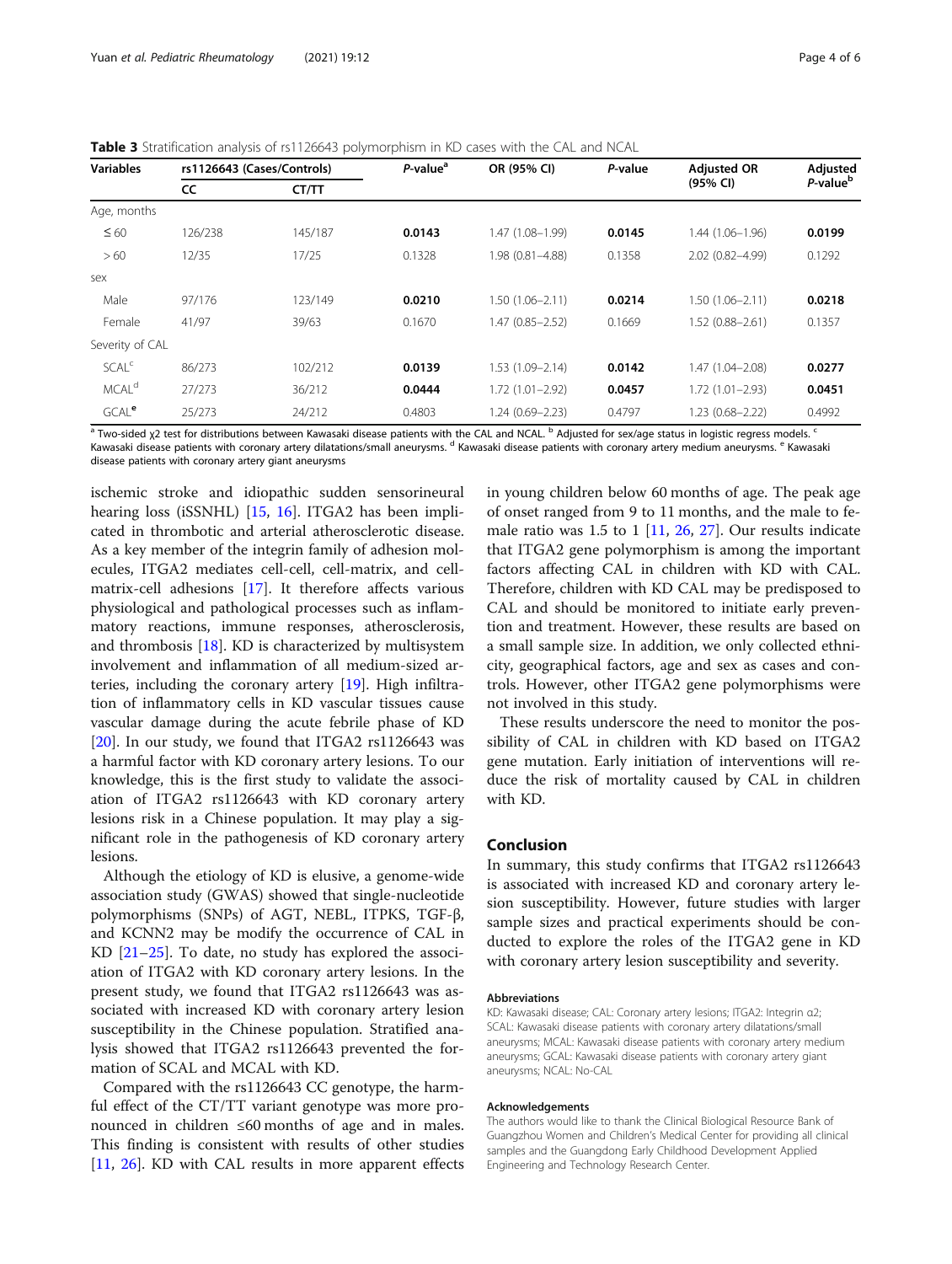**Table 3** Stratification analysis of rs1126643 polymorphism in KD cases with the CAL and NCAL

| Variables | rs1126643 (Cases/Controls) | | *P*-value[a] | OR (95% CI) | *P*-value | Adjusted OR (95% CI) | Adjusted *P*-value[b] |
|---|---|---|---|---|---|---|---|
| | CC | CT/TT | | | | | |
| Age, months | | | | | | | |
| ≤ 60 | 126/238 | 145/187 | **0.0143** | 1.47 (1.08–1.99) | **0.0145** | 1.44 (1.06–1.96) | **0.0199** |
| > 60 | 12/35 | 17/25 | 0.1328 | 1.98 (0.81–4.88) | 0.1358 | 2.02 (0.82–4.99) | 0.1292 |
| sex | | | | | | | |
| Male | 97/176 | 123/149 | **0.0210** | 1.50 (1.06–2.11) | **0.0214** | 1.50 (1.06–2.11) | **0.0218** |
| Female | 41/97 | 39/63 | 0.1670 | 1.47 (0.85–2.52) | 0.1669 | 1.52 (0.88–2.61) | 0.1357 |
| Severity of CAL | | | | | | | |
| SCAL[c] | 86/273 | 102/212 | **0.0139** | 1.53 (1.09–2.14) | **0.0142** | 1.47 (1.04–2.08) | **0.0277** |
| MCAL[d] | 27/273 | 36/212 | **0.0444** | 1.72 (1.01–2.92) | **0.0457** | 1.72 (1.01–2.93) | **0.0451** |
| GCAL[e] | 25/273 | 24/212 | 0.4803 | 1.24 (0.69–2.23) | 0.4797 | 1.23 (0.68–2.22) | 0.4992 |

[a] Two-sided $\chi 2$ test for distributions between Kawasaki disease patients with the CAL and NCAL. [b] Adjusted for sex/age status in logistic regress models. [c] Kawasaki disease patients with coronary artery dilatations/small aneurysms. [d] Kawasaki disease patients with coronary artery medium aneurysms. [e] Kawasaki disease patients with coronary artery giant aneurysms

ischemic stroke and idiopathic sudden sensorineural hearing loss (iSSNHL) [15, 16]. ITGA2 has been implicated in thrombotic and arterial atherosclerotic disease. As a key member of the integrin family of adhesion molecules, ITGA2 mediates cell-cell, cell-matrix, and cell-matrix-cell adhesions [17]. It therefore affects various physiological and pathological processes such as inflammatory reactions, immune responses, atherosclerosis, and thrombosis [18]. KD is characterized by multisystem involvement and inflammation of all medium-sized arteries, including the coronary artery [19]. High infiltration of inflammatory cells in KD vascular tissues cause vascular damage during the acute febrile phase of KD [20]. In our study, we found that ITGA2 rs1126643 was a harmful factor with KD coronary artery lesions. To our knowledge, this is the first study to validate the association of ITGA2 rs1126643 with KD coronary artery lesions risk in a Chinese population. It may play a significant role in the pathogenesis of KD coronary artery lesions.

Although the etiology of KD is elusive, a genome-wide association study (GWAS) showed that single-nucleotide polymorphisms (SNPs) of AGT, NEBL, ITPKS, TGF-β, and KCNN2 may be modify the occurrence of CAL in KD [21–25]. To date, no study has explored the association of ITGA2 with KD coronary artery lesions. In the present study, we found that ITGA2 rs1126643 was associated with increased KD with coronary artery lesion susceptibility in the Chinese population. Stratified analysis showed that ITGA2 rs1126643 prevented the formation of SCAL and MCAL with KD.

Compared with the rs1126643 CC genotype, the harmful effect of the CT/TT variant genotype was more pronounced in children ≤60 months of age and in males. This finding is consistent with results of other studies [11, 26]. KD with CAL results in more apparent effects in young children below 60 months of age. The peak age of onset ranged from 9 to 11 months, and the male to female ratio was 1.5 to 1 [11, 26, 27]. Our results indicate that ITGA2 gene polymorphism is among the important factors affecting CAL in children with KD with CAL. Therefore, children with KD CAL may be predisposed to CAL and should be monitored to initiate early prevention and treatment. However, these results are based on a small sample size. In addition, we only collected ethnicity, geographical factors, age and sex as cases and controls. However, other ITGA2 gene polymorphisms were not involved in this study.

These results underscore the need to monitor the possibility of CAL in children with KD based on ITGA2 gene mutation. Early initiation of interventions will reduce the risk of mortality caused by CAL in children with KD.

## Conclusion

In summary, this study confirms that ITGA2 rs1126643 is associated with increased KD and coronary artery lesion susceptibility. However, future studies with larger sample sizes and practical experiments should be conducted to explore the roles of the ITGA2 gene in KD with coronary artery lesion susceptibility and severity.

#### Abbreviations

KD: Kawasaki disease; CAL: Coronary artery lesions; ITGA2: Integrin α2; SCAL: Kawasaki disease patients with coronary artery dilatations/small aneurysms; MCAL: Kawasaki disease patients with coronary artery medium aneurysms; GCAL: Kawasaki disease patients with coronary artery giant aneurysms; NCAL: No-CAL

#### Acknowledgements

The authors would like to thank the Clinical Biological Resource Bank of Guangzhou Women and Children's Medical Center for providing all clinical samples and the Guangdong Early Childhood Development Applied Engineering and Technology Research Center.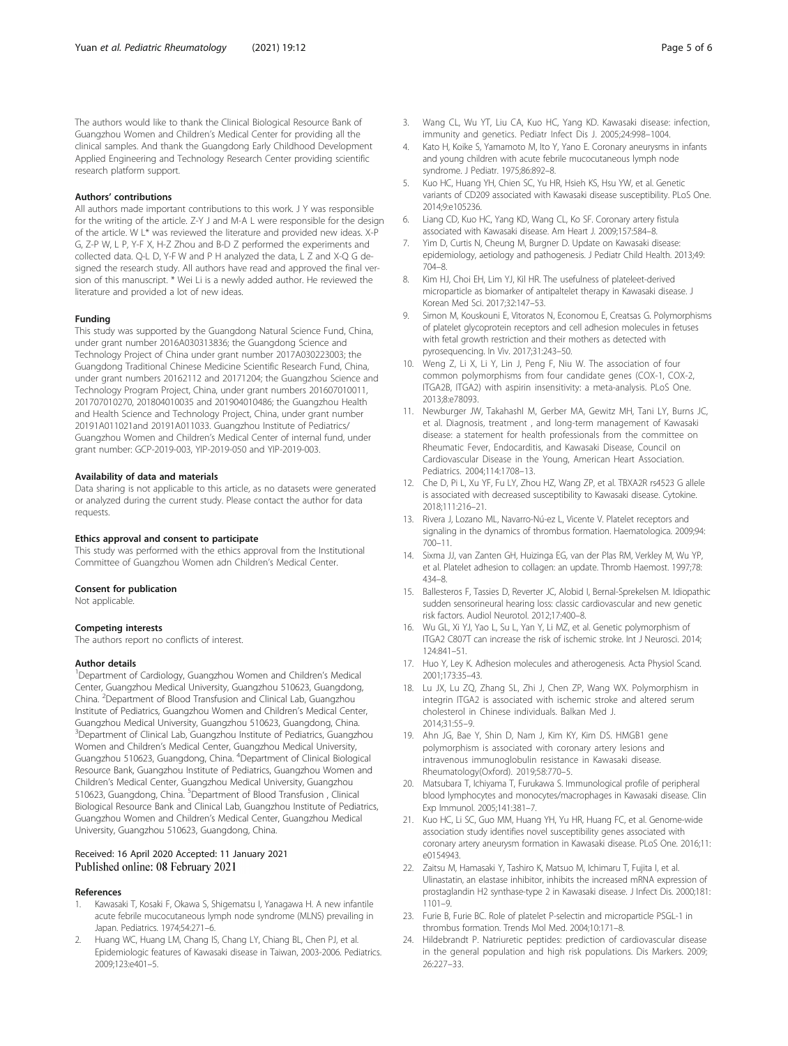The authors would like to thank the Clinical Biological Resource Bank of Guangzhou Women and Children's Medical Center for providing all the clinical samples. And thank the Guangdong Early Childhood Development Applied Engineering and Technology Research Center providing scientific research platform support.

### Authors' contributions

All authors made important contributions to this work. J Y was responsible for the writing of the article. Z-Y J and M-A L were responsible for the design of the article. W L* was reviewed the literature and provided new ideas. X-P G, Z-P W, L P, Y-F X, H-Z Zhou and B-D Z performed the experiments and collected data. Q-L D, Y-F W and P H analyzed the data, L Z and X-Q G designed the research study. All authors have read and approved the final version of this manuscript. * Wei Li is a newly added author. He reviewed the literature and provided a lot of new ideas.

### Funding

This study was supported by the Guangdong Natural Science Fund, China, under grant number 2016A030313836; the Guangdong Science and Technology Project of China under grant number 2017A030223003; the Guangdong Traditional Chinese Medicine Scientific Research Fund, China, under grant numbers 20162112 and 20171204; the Guangzhou Science and Technology Program Project, China, under grant numbers 201607010011, 201707010270, 201804010035 and 201904010486; the Guangzhou Health and Health Science and Technology Project, China, under grant number 20191A011021and 20191A011033. Guangzhou Institute of Pediatrics/ Guangzhou Women and Children's Medical Center of internal fund, under grant number: GCP-2019-003, YIP-2019-050 and YIP-2019-003.

### Availability of data and materials

Data sharing is not applicable to this article, as no datasets were generated or analyzed during the current study. Please contact the author for data requests.

### Ethics approval and consent to participate

This study was performed with the ethics approval from the Institutional Committee of Guangzhou Women adn Children's Medical Center.

### Consent for publication

Not applicable.

### Competing interests

The authors report no conflicts of interest.

### Author details

[1]Department of Cardiology, Guangzhou Women and Children's Medical Center, Guangzhou Medical University, Guangzhou 510623, Guangdong, China. [2]Department of Blood Transfusion and Clinical Lab, Guangzhou Institute of Pediatrics, Guangzhou Women and Children's Medical Center, Guangzhou Medical University, Guangzhou 510623, Guangdong, China. [3]Department of Clinical Lab, Guangzhou Institute of Pediatrics, Guangzhou Women and Children's Medical Center, Guangzhou Medical University, Guangzhou 510623, Guangdong, China. [4]Department of Clinical Biological Resource Bank, Guangzhou Institute of Pediatrics, Guangzhou Women and Children's Medical Center, Guangzhou Medical University, Guangzhou 510623, Guangdong, China. [5]Department of Blood Transfusion , Clinical Biological Resource Bank and Clinical Lab, Guangzhou Institute of Pediatrics, Guangzhou Women and Children's Medical Center, Guangzhou Medical University, Guangzhou 510623, Guangdong, China.

Received: 16 April 2020 Accepted: 11 January 2021
Published online: 08 February 2021

### References

1. Kawasaki T, Kosaki F, Okawa S, Shigematsu I, Yanagawa H. A new infantile acute febrile mucocutaneous lymph node syndrome (MLNS) prevailing in Japan. Pediatrics. 1974;54:271–6.
2. Huang WC, Huang LM, Chang IS, Chang LY, Chiang BL, Chen PJ, et al. Epidemiologic features of Kawasaki disease in Taiwan, 2003-2006. Pediatrics. 2009;123:e401–5.
3. Wang CL, Wu YT, Liu CA, Kuo HC, Yang KD. Kawasaki disease: infection, immunity and genetics. Pediatr Infect Dis J. 2005;24:998–1004.
4. Kato H, Koike S, Yamamoto M, Ito Y, Yano E. Coronary aneurysms in infants and young children with acute febrile mucocutaneous lymph node syndrome. J Pediatr. 1975;86:892–8.
5. Kuo HC, Huang YH, Chien SC, Yu HR, Hsieh KS, Hsu YW, et al. Genetic variants of CD209 associated with Kawasaki disease susceptibility. PLoS One. 2014;9:e105236.
6. Liang CD, Kuo HC, Yang KD, Wang CL, Ko SF. Coronary artery fistula associated with Kawasaki disease. Am Heart J. 2009;157:584–8.
7. Yim D, Curtis N, Cheung M, Burgner D. Update on Kawasaki disease: epidemiology, aetiology and pathogenesis. J Paediatr Child Health. 2013;49: 704–8.
8. Kim HJ, Choi EH, Lim YJ, Kil HR. The usefulness of plateleet-derived microparticle as biomarker of antipaltelet therapy in Kawasaki disease. J Korean Med Sci. 2017;32:147–53.
9. Simon M, Kouskouni E, Vitoratos N, Economou E, Creatsas G. Polymorphisms of platelet glycoprotein receptors and cell adhesion molecules in fetuses with fetal growth restriction and their mothers as detected with pyrosequencing. In Viv. 2017;31:243–50.
10. Weng Z, Li X, Li Y, Lin J, Peng F, Niu W. The association of four common polymorphisms from four candidate genes (COX-1, COX-2, ITGA2B, ITGA2) with aspirin insensitivity: a meta-analysis. PLoS One. 2013;8:e78093.
11. Newburger JW, Takahashl M, Gerber MA, Gewitz MH, Tani LY, Burns JC, et al. Diagnosis, treatment , and long-term management of Kawasaki disease: a statement for health professionals from the committee on Rheumatic Fever, Endocarditis, and Kawasaki Disease, Council on Cardiovascular Disease in the Young, American Heart Association. Pediatrics. 2004;114:1708–13.
12. Che D, Pi L, Xu YF, Fu LY, Zhou HZ, Wang ZP, et al. TBXA2R rs4523 G allele is associated with decreased susceptibility to Kawasaki disease. Cytokine. 2018;111:216–21.
13. Rivera J, Lozano ML, Navarro-Nú-ez L, Vicente V. Platelet receptors and signaling in the dynamics of thrombus formation. Haematologica. 2009;94: 700–11.
14. Sixma JJ, van Zanten GH, Huizinga EG, van der Plas RM, Verkley M, Wu YP, et al. Platelet adhesion to collagen: an update. Thromb Haemost. 1997;78: 434–8.
15. Ballesteros F, Tassies D, Reverter JC, Alobid I, Bernal-Sprekelsen M. Idiopathic sudden sensorineural hearing loss: classic cardiovascular and new genetic risk factors. Audiol Neurotol. 2012;17:400–8.
16. Wu GL, Xi YJ, Yao L, Su L, Yan Y, Li MZ, et al. Genetic polymorphism of ITGA2 C807T can increase the risk of ischemic stroke. Int J Neurosci. 2014; 124:841–51.
17. Huo Y, Ley K. Adhesion molecules and atherogenesis. Acta Physiol Scand. 2001;173:35–43.
18. Lu JX, Lu ZQ, Zhang SL, Zhi J, Chen ZP, Wang WX. Polymorphism in integrin ITGA2 is associated with ischemic stroke and altered serum cholesterol in Chinese individuals. Balkan Med J. 2014;31:55–9.
19. Ahn JG, Bae Y, Shin D, Nam J, Kim KY, Kim DS. HMGB1 gene polymorphism is associated with coronary artery lesions and intravenous immunoglobulin resistance in Kawasaki disease. Rheumatology(Oxford). 2019;58:770–5.
20. Matsubara T, Ichiyama T, Furukawa S. Immunological profile of peripheral blood lymphocytes and monocytes/macrophages in Kawasaki disease. Clin Exp Immunol. 2005;141:381–7.
21. Kuo HC, Li SC, Guo MM, Huang YH, Yu HR, Huang FC, et al. Genome-wide association study identifies novel susceptibility genes associated with coronary artery aneurysm formation in Kawasaki disease. PLoS One. 2016;11: e0154943.
22. Zaitsu M, Hamasaki Y, Tashiro K, Matsuo M, Ichimaru T, Fujita I, et al. Ulinastatin, an elastase inhibitor, inhibits the increased mRNA expression of prostaglandin H2 synthase-type 2 in Kawasaki disease. J Infect Dis. 2000;181: 1101–9.
23. Furie B, Furie BC. Role of platelet P-selectin and microparticle PSGL-1 in thrombus formation. Trends Mol Med. 2004;10:171–8.
24. Hildebrandt P. Natriuretic peptides: prediction of cardiovascular disease in the general population and high risk populations. Dis Markers. 2009; 26:227–33.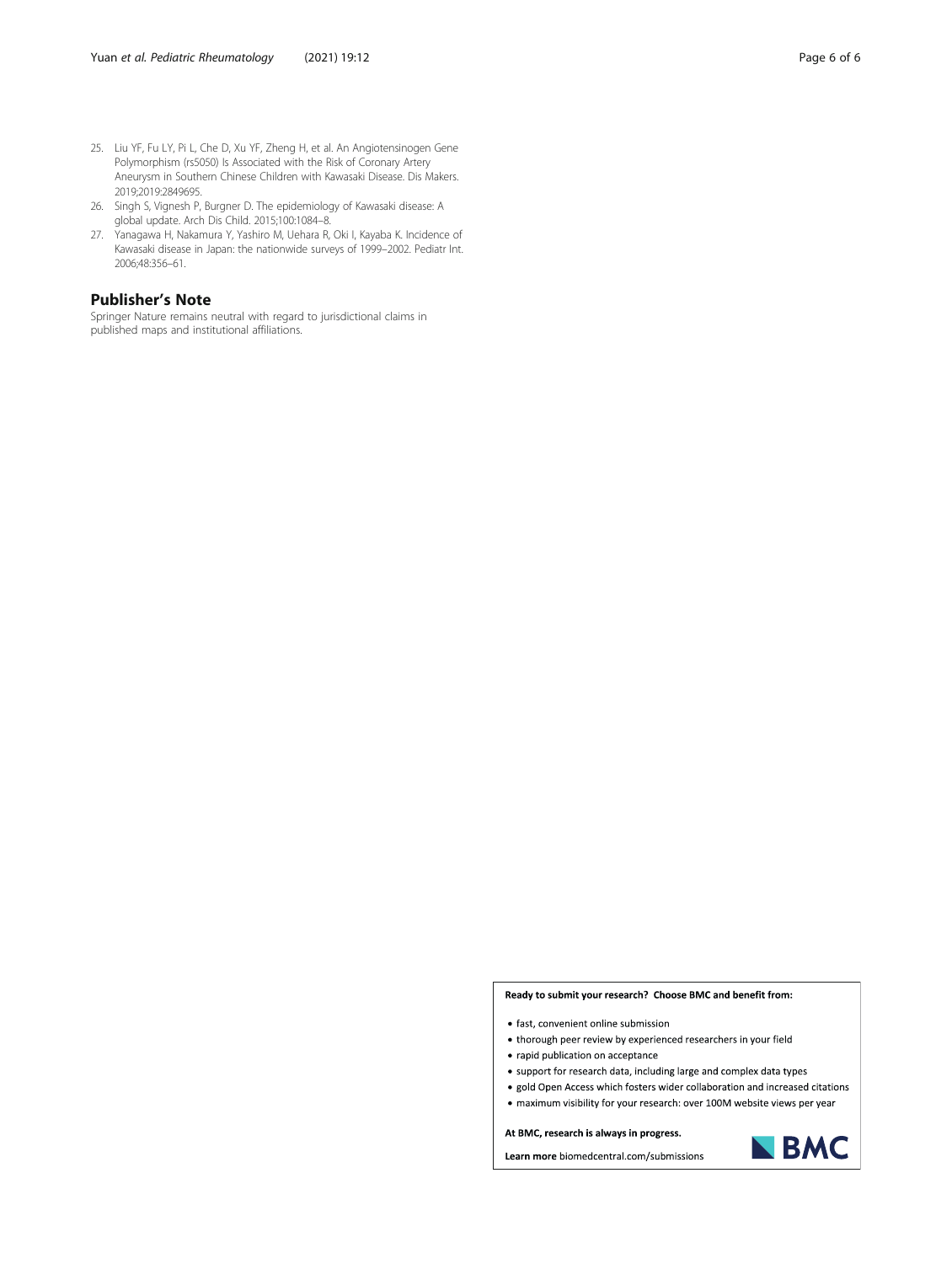25. Liu YF, Fu LY, Pi L, Che D, Xu YF, Zheng H, et al. An Angiotensinogen Gene Polymorphism (rs5050) Is Associated with the Risk of Coronary Artery Aneurysm in Southern Chinese Children with Kawasaki Disease. Dis Makers. 2019;2019:2849695.
26. Singh S, Vignesh P, Burgner D. The epidemiology of Kawasaki disease: A global update. Arch Dis Child. 2015;100:1084–8.
27. Yanagawa H, Nakamura Y, Yashiro M, Uehara R, Oki I, Kayaba K. Incidence of Kawasaki disease in Japan: the nationwide surveys of 1999–2002. Pediatr Int. 2006;48:356–61.

## Publisher's Note

Springer Nature remains neutral with regard to jurisdictional claims in published maps and institutional affiliations.

**Ready to submit your research? Choose BMC and benefit from:**

- fast, convenient online submission
- thorough peer review by experienced researchers in your field
- rapid publication on acceptance
- support for research data, including large and complex data types
- gold Open Access which fosters wider collaboration and increased citations
- maximum visibility for your research: over 100M website views per year

**At BMC, research is always in progress.**

**Learn more** biomedcentral.com/submissions

BMC